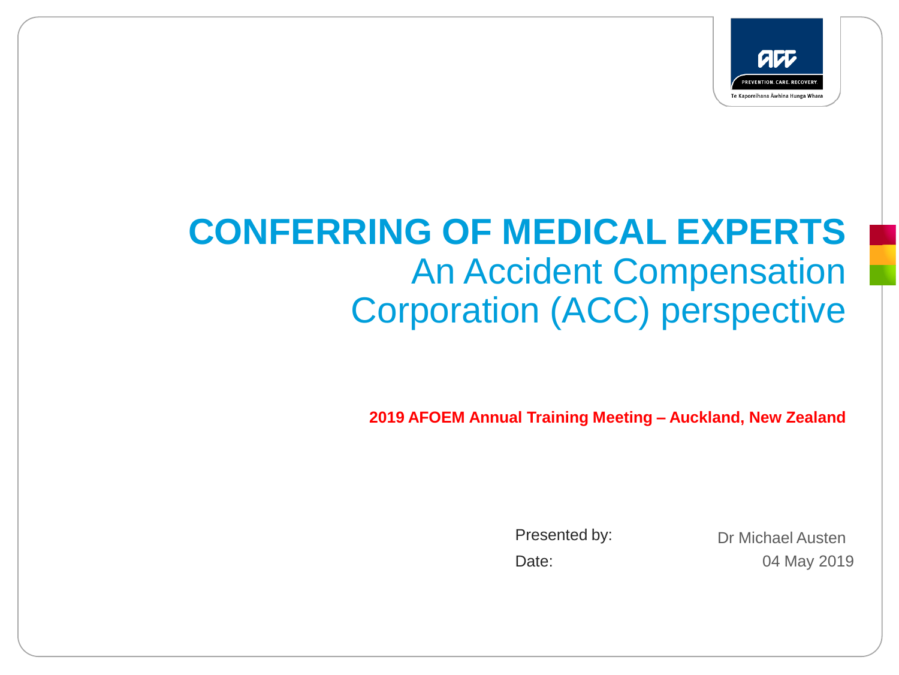# CONFERRING OF MEDICAL EXPERTS

## An Accident Compensation Corporation (ACC) perspective

**2019 AFOEM Annual Training Meeting – Auckland, New Zealand**

Presented by: Dr Michael Austen

Date: 04 May 2019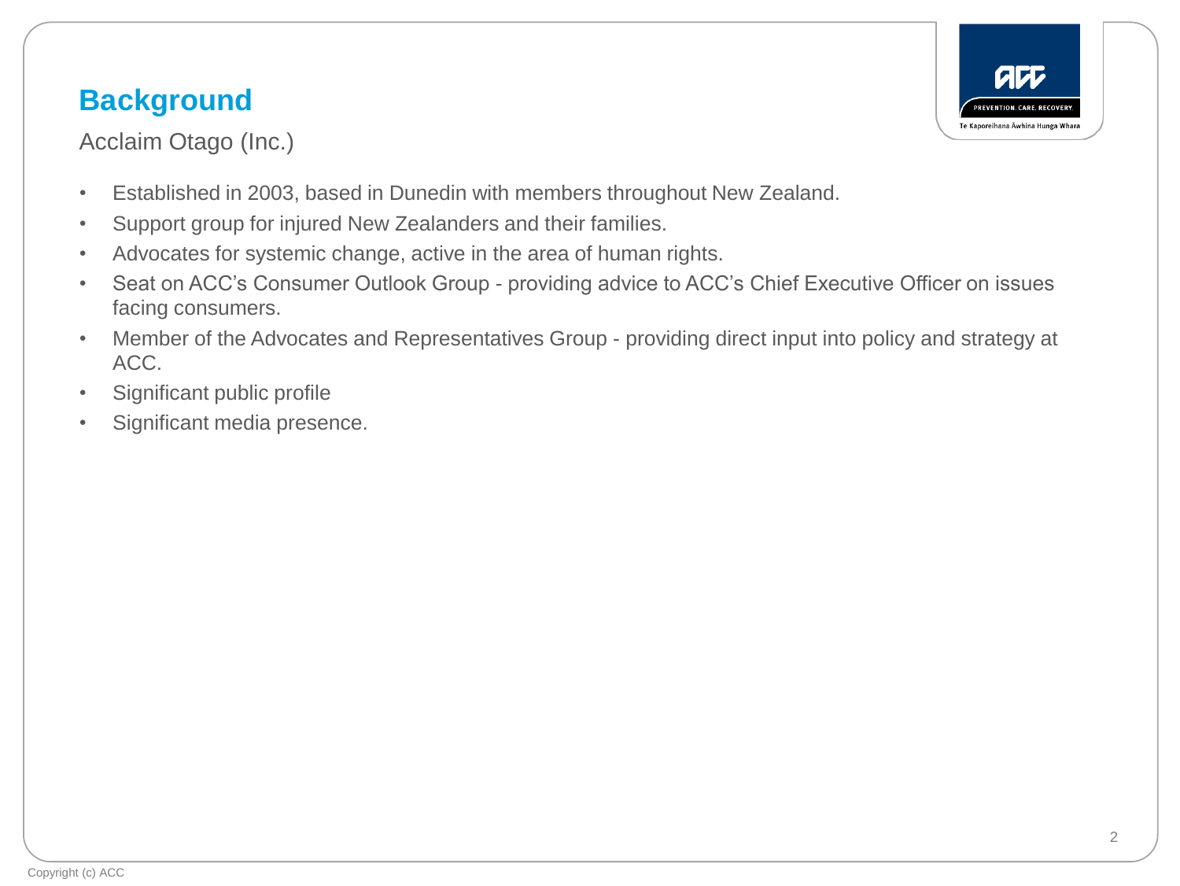## Background

Acclaim Otago (Inc.)

- Established in 2003, based in Dunedin with members throughout New Zealand.
- Support group for injured New Zealanders and their families.
- Advocates for systemic change, active in the area of human rights.
- Seat on ACC's Consumer Outlook Group - providing advice to ACC's Chief Executive Officer on issues facing consumers.
- Member of the Advocates and Representatives Group - providing direct input into policy and strategy at ACC.
- Significant public profile
- Significant media presence.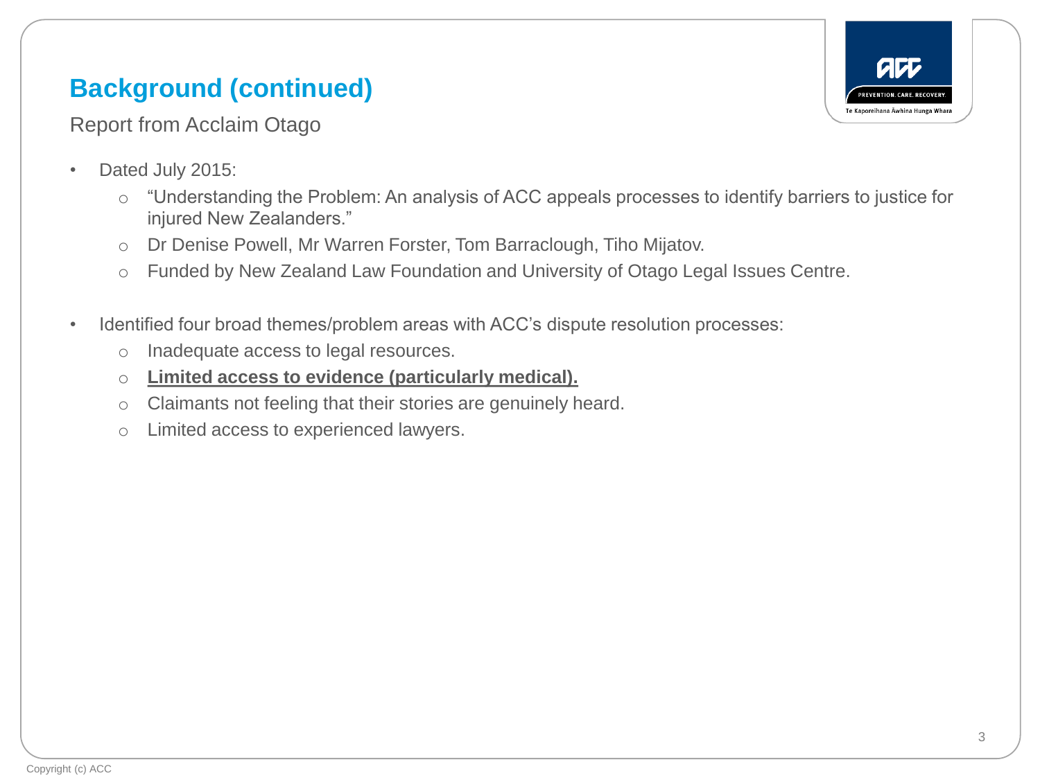## Background (continued)

Report from Acclaim Otago

- Dated July 2015:
  - "Understanding the Problem: An analysis of ACC appeals processes to identify barriers to justice for injured New Zealanders."
  - Dr Denise Powell, Mr Warren Forster, Tom Barraclough, Tiho Mijatov.
  - Funded by New Zealand Law Foundation and University of Otago Legal Issues Centre.

- Identified four broad themes/problem areas with ACC's dispute resolution processes:
  - Inadequate access to legal resources.
  - <u>**Limited access to evidence (particularly medical).**</u>
  - Claimants not feeling that their stories are genuinely heard.
  - Limited access to experienced lawyers.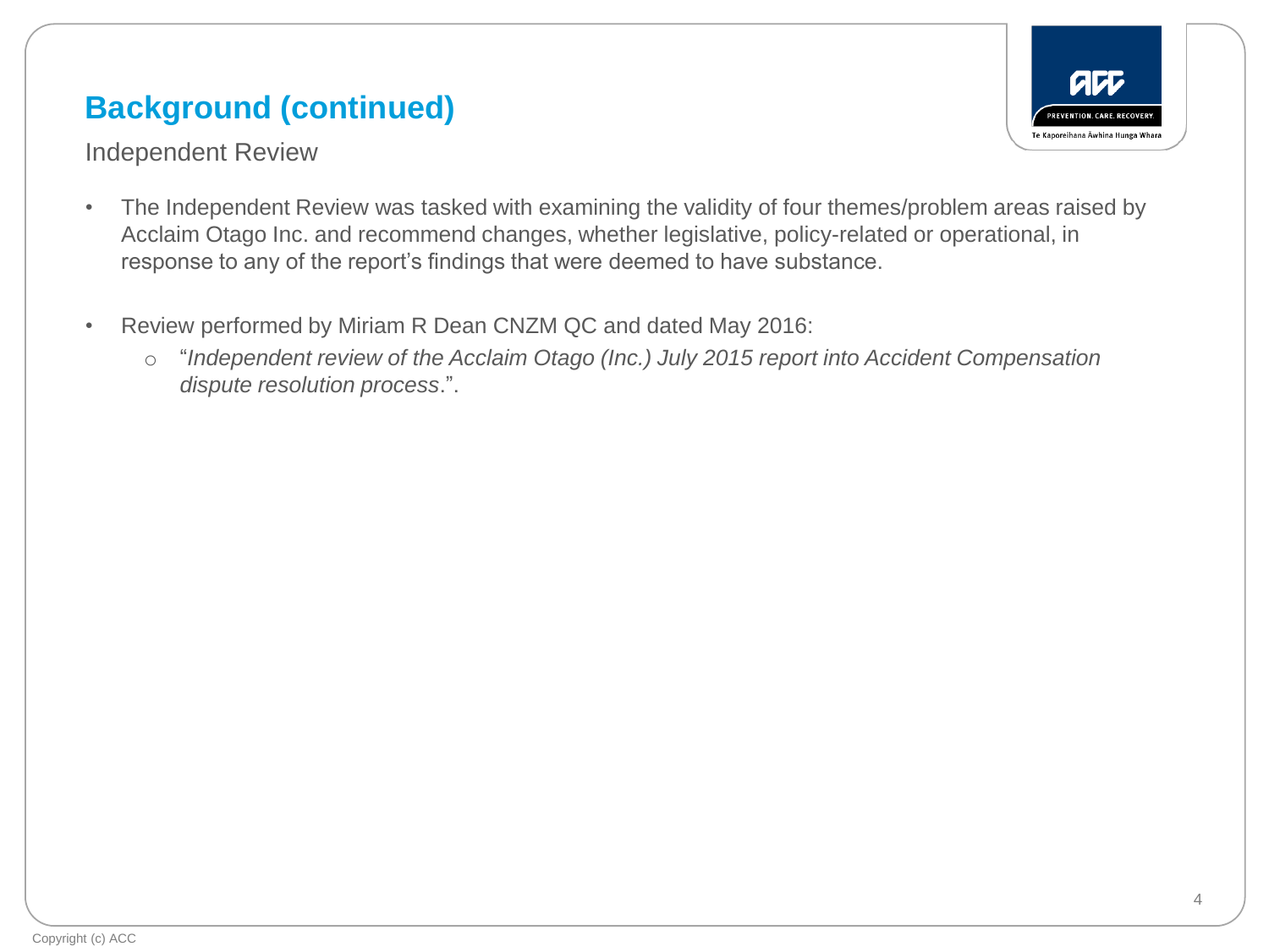# Background (continued)

Independent Review

- The Independent Review was tasked with examining the validity of four themes/problem areas raised by Acclaim Otago Inc. and recommend changes, whether legislative, policy-related or operational, in response to any of the report's findings that were deemed to have substance.

- Review performed by Miriam R Dean CNZM QC and dated May 2016:
  - "*Independent review of the Acclaim Otago (Inc.) July 2015 report into Accident Compensation dispute resolution process*.".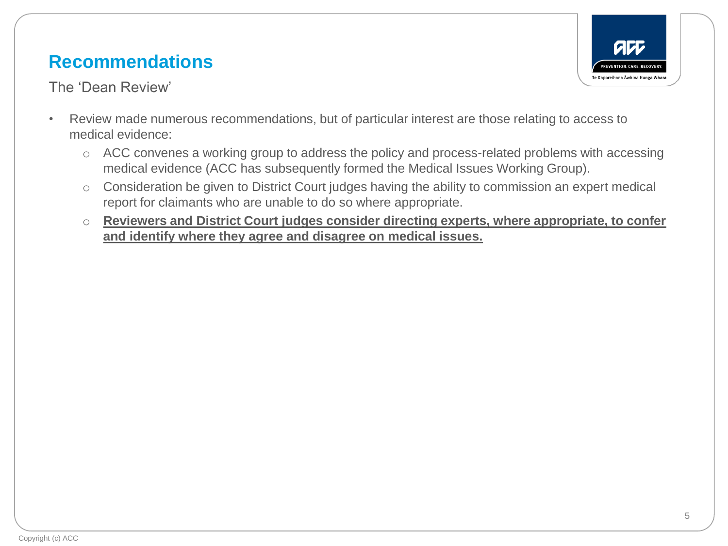## Recommendations

The 'Dean Review'

- Review made numerous recommendations, but of particular interest are those relating to access to medical evidence:
  - ACC convenes a working group to address the policy and process-related problems with accessing medical evidence (ACC has subsequently formed the Medical Issues Working Group).
  - Consideration be given to District Court judges having the ability to commission an expert medical report for claimants who are unable to do so where appropriate.
  - **Reviewers and District Court judges consider directing experts, where appropriate, to confer and identify where they agree and disagree on medical issues.**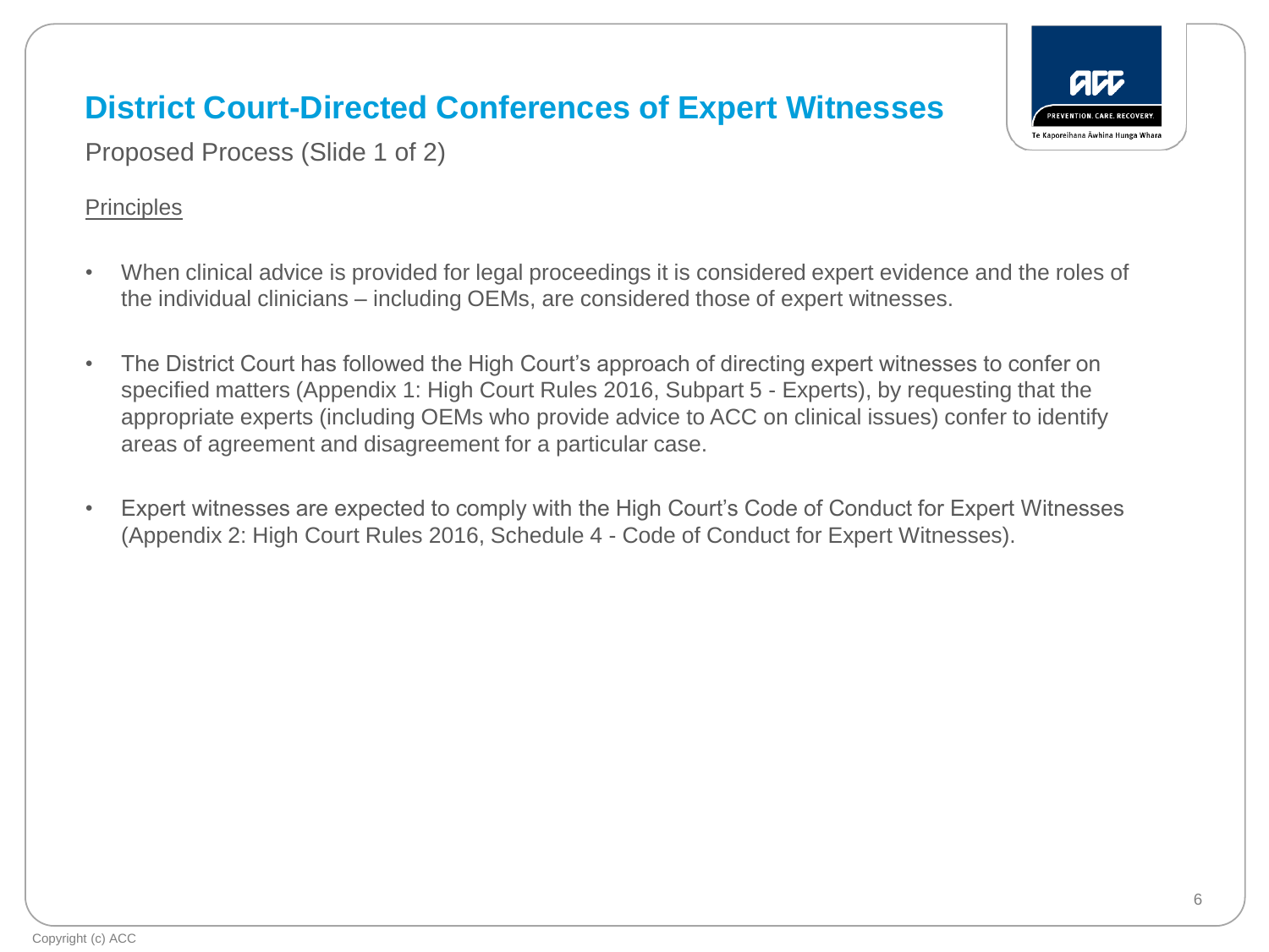# District Court-Directed Conferences of Expert Witnesses

Proposed Process (Slide 1 of 2)

Principles

- When clinical advice is provided for legal proceedings it is considered expert evidence and the roles of the individual clinicians – including OEMs, are considered those of expert witnesses.
- The District Court has followed the High Court's approach of directing expert witnesses to confer on specified matters (Appendix 1: High Court Rules 2016, Subpart 5 - Experts), by requesting that the appropriate experts (including OEMs who provide advice to ACC on clinical issues) confer to identify areas of agreement and disagreement for a particular case.
- Expert witnesses are expected to comply with the High Court's Code of Conduct for Expert Witnesses (Appendix 2: High Court Rules 2016, Schedule 4 - Code of Conduct for Expert Witnesses).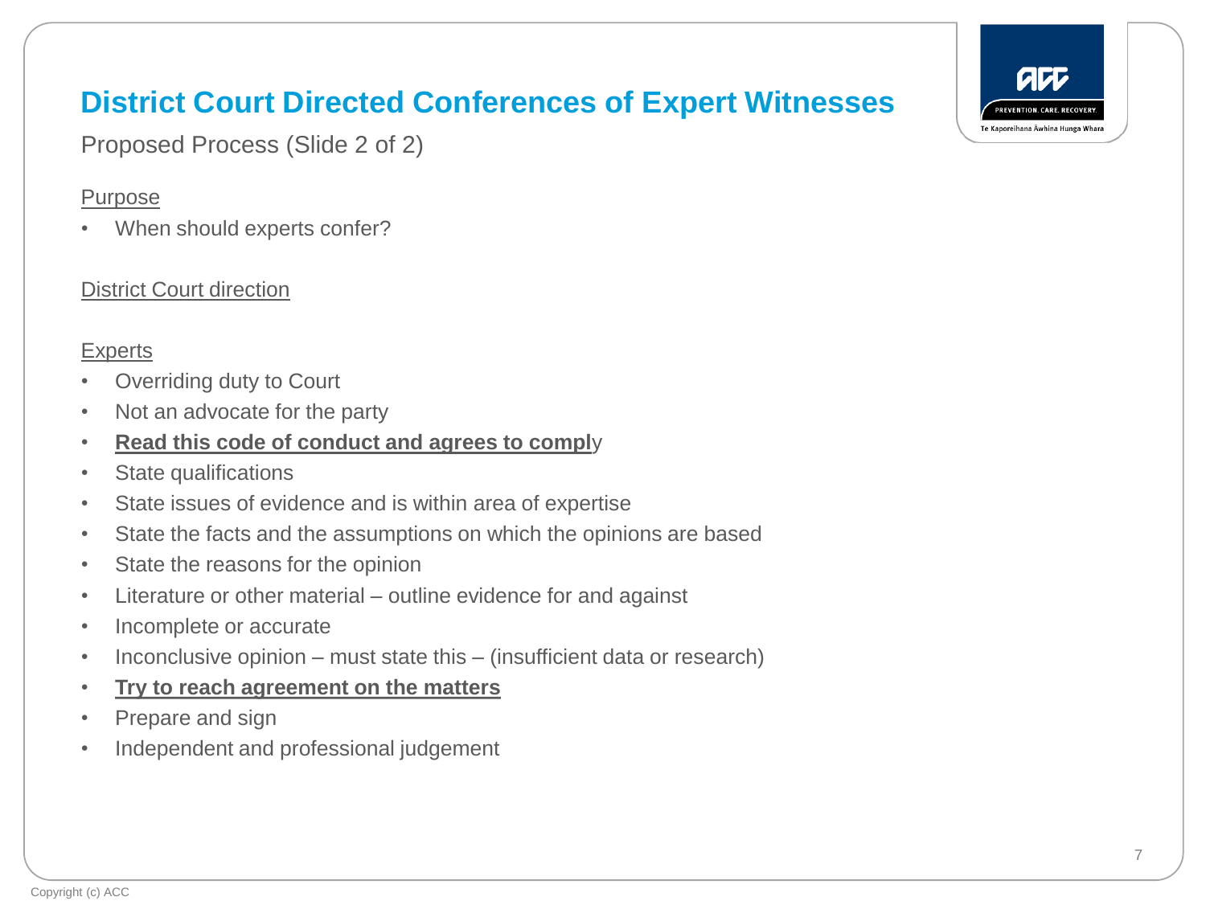# District Court Directed Conferences of Expert Witnesses

Proposed Process (Slide 2 of 2)

<u>Purpose</u>

- When should experts confer?

<u>District Court direction</u>

<u>Experts</u>

- Overriding duty to Court
- Not an advocate for the party
- **<u>Read this code of conduct and agrees to compl</u>**y
- State qualifications
- State issues of evidence and is within area of expertise
- State the facts and the assumptions on which the opinions are based
- State the reasons for the opinion
- Literature or other material – outline evidence for and against
- Incomplete or accurate
- Inconclusive opinion – must state this – (insufficient data or research)
- **<u>Try to reach agreement on the matters</u>**
- Prepare and sign
- Independent and professional judgement

Copyright (c) ACC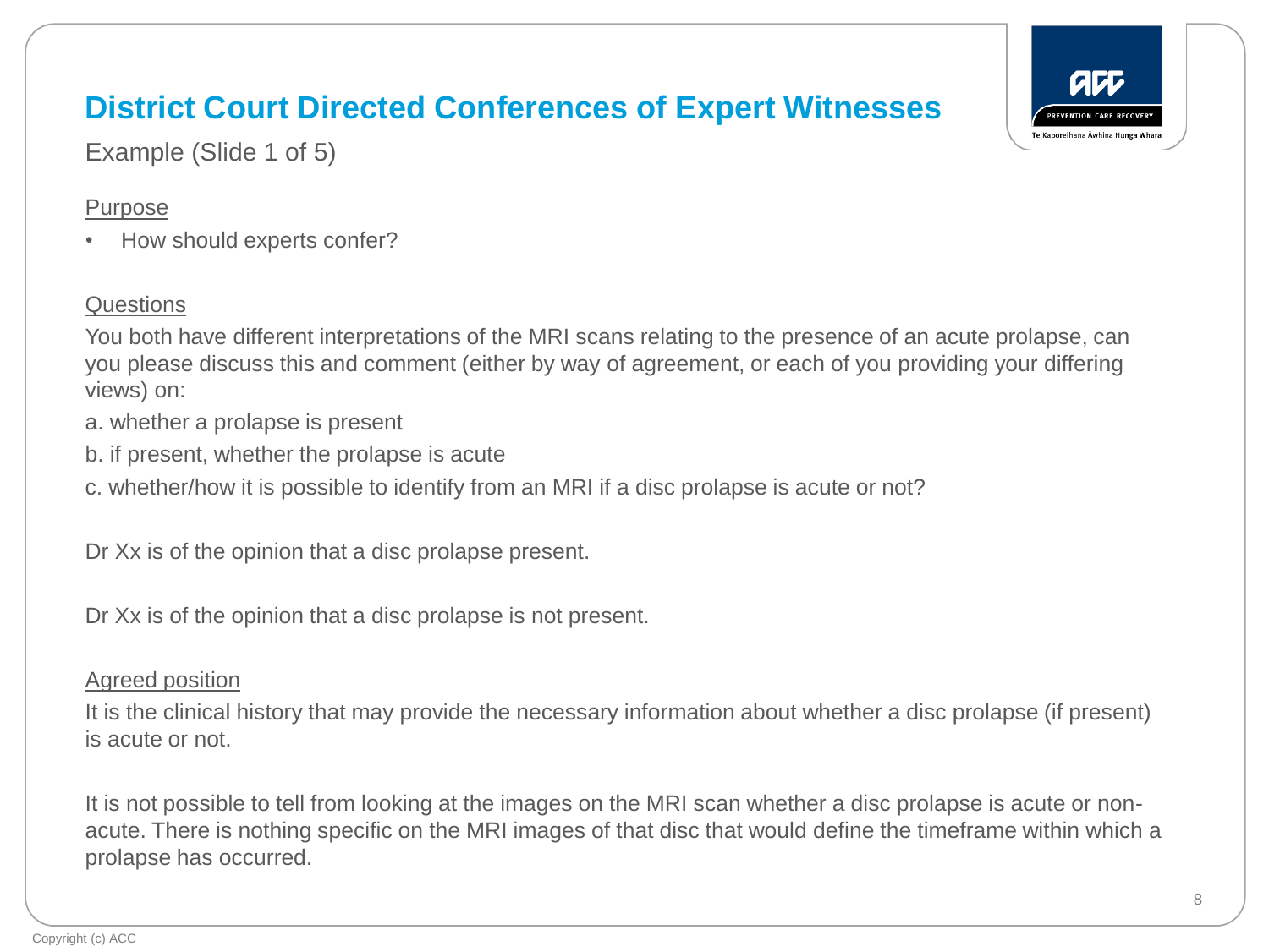# District Court Directed Conferences of Expert Witnesses

Example (Slide 1 of 5)

Purpose

- How should experts confer?

Questions

You both have different interpretations of the MRI scans relating to the presence of an acute prolapse, can you please discuss this and comment (either by way of agreement, or each of you providing your differing views) on:

a. whether a prolapse is present

b. if present, whether the prolapse is acute

c. whether/how it is possible to identify from an MRI if a disc prolapse is acute or not?

Dr Xx is of the opinion that a disc prolapse present.

Dr Xx is of the opinion that a disc prolapse is not present.

Agreed position

It is the clinical history that may provide the necessary information about whether a disc prolapse (if present) is acute or not.

It is not possible to tell from looking at the images on the MRI scan whether a disc prolapse is acute or non-acute. There is nothing specific on the MRI images of that disc that would define the timeframe within which a prolapse has occurred.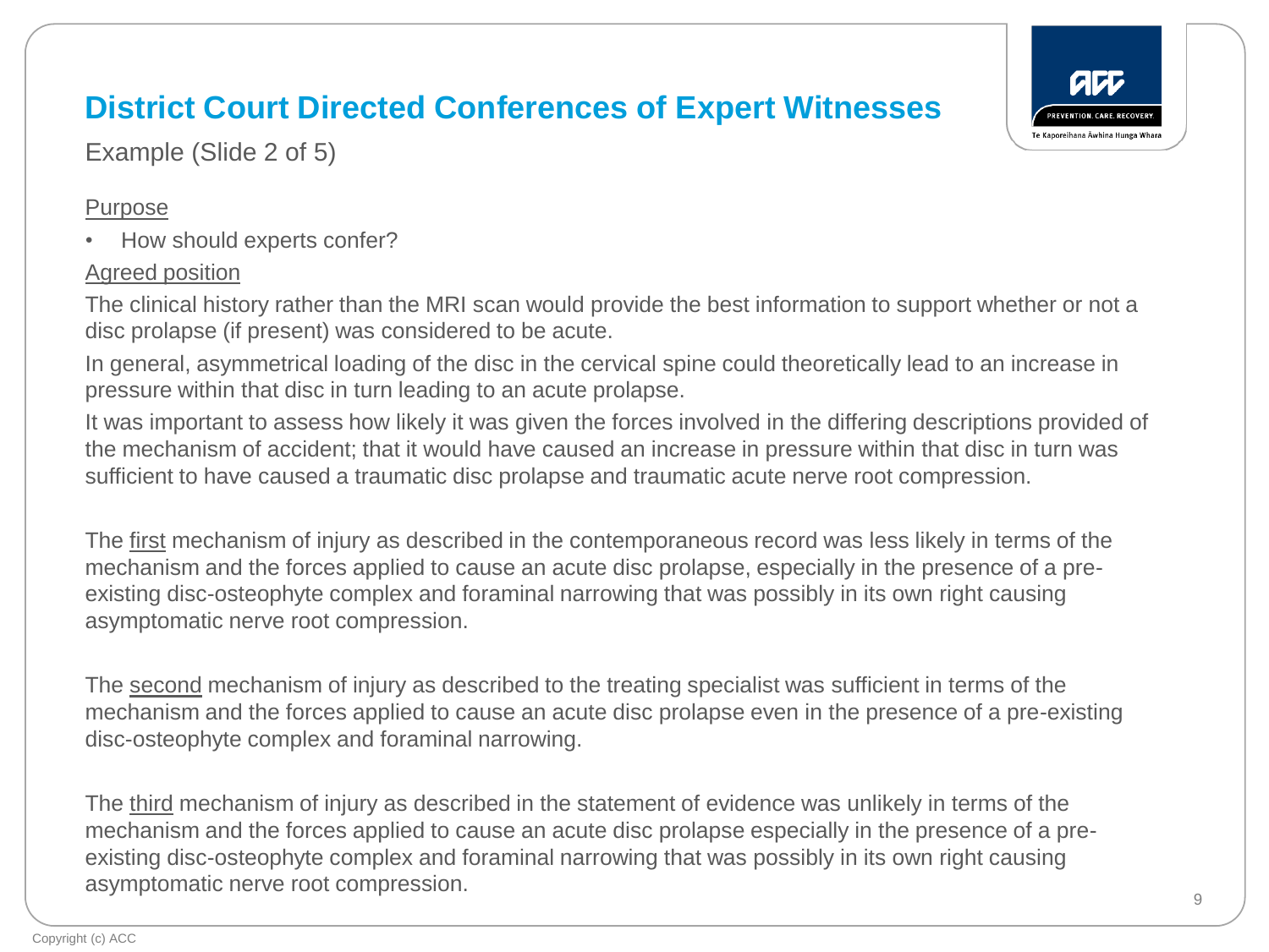# District Court Directed Conferences of Expert Witnesses

Example (Slide 2 of 5)

<u>Purpose</u>

- How should experts confer?

<u>Agreed position</u>

The clinical history rather than the MRI scan would provide the best information to support whether or not a disc prolapse (if present) was considered to be acute.

In general, asymmetrical loading of the disc in the cervical spine could theoretically lead to an increase in pressure within that disc in turn leading to an acute prolapse.

It was important to assess how likely it was given the forces involved in the differing descriptions provided of the mechanism of accident; that it would have caused an increase in pressure within that disc in turn was sufficient to have caused a traumatic disc prolapse and traumatic acute nerve root compression.

The <u>first</u> mechanism of injury as described in the contemporaneous record was less likely in terms of the mechanism and the forces applied to cause an acute disc prolapse, especially in the presence of a pre-existing disc-osteophyte complex and foraminal narrowing that was possibly in its own right causing asymptomatic nerve root compression.

The <u>second</u> mechanism of injury as described to the treating specialist was sufficient in terms of the mechanism and the forces applied to cause an acute disc prolapse even in the presence of a pre-existing disc-osteophyte complex and foraminal narrowing.

The <u>third</u> mechanism of injury as described in the statement of evidence was unlikely in terms of the mechanism and the forces applied to cause an acute disc prolapse especially in the presence of a pre-existing disc-osteophyte complex and foraminal narrowing that was possibly in its own right causing asymptomatic nerve root compression.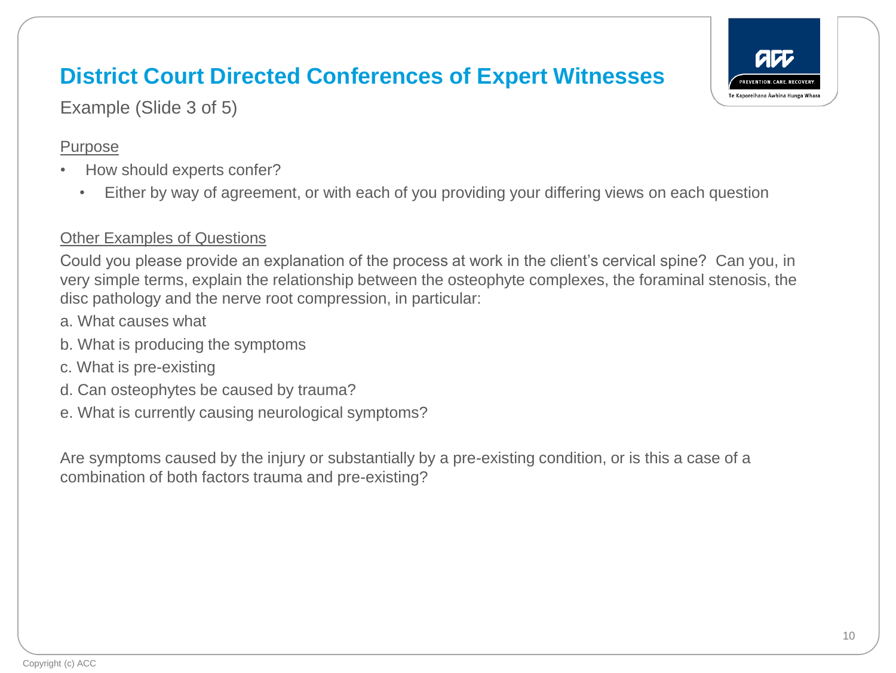# District Court Directed Conferences of Expert Witnesses

Example (Slide 3 of 5)

Purpose

- How should experts confer?
  - Either by way of agreement, or with each of you providing your differing views on each question

Other Examples of Questions

Could you please provide an explanation of the process at work in the client's cervical spine? Can you, in very simple terms, explain the relationship between the osteophyte complexes, the foraminal stenosis, the disc pathology and the nerve root compression, in particular:

a. What causes what

b. What is producing the symptoms

c. What is pre-existing

d. Can osteophytes be caused by trauma?

e. What is currently causing neurological symptoms?

Are symptoms caused by the injury or substantially by a pre-existing condition, or is this a case of a combination of both factors trauma and pre-existing?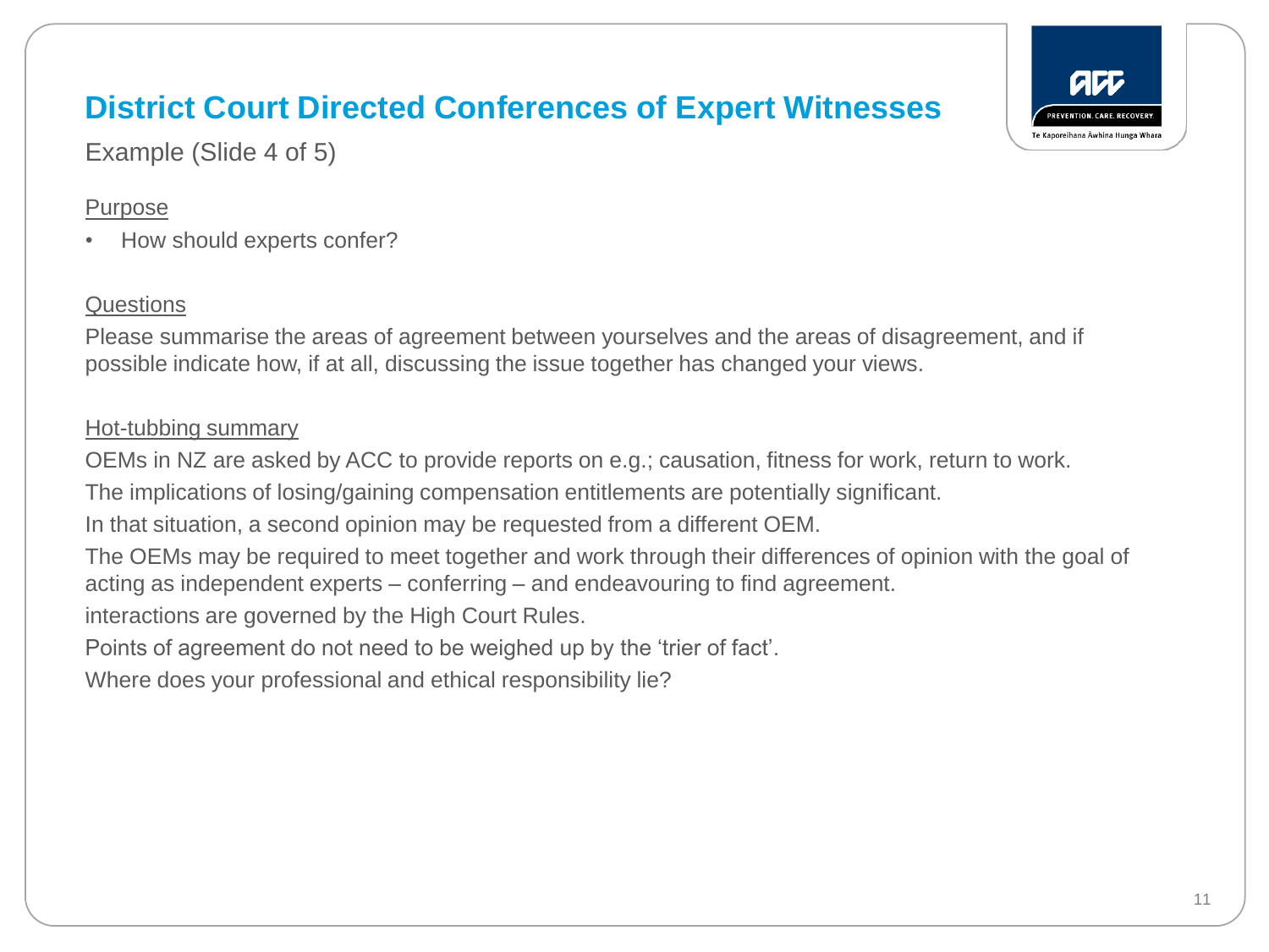# District Court Directed Conferences of Expert Witnesses

Example (Slide 4 of 5)

Purpose

- How should experts confer?

Questions

Please summarise the areas of agreement between yourselves and the areas of disagreement, and if possible indicate how, if at all, discussing the issue together has changed your views.

Hot-tubbing summary

OEMs in NZ are asked by ACC to provide reports on e.g.; causation, fitness for work, return to work.

The implications of losing/gaining compensation entitlements are potentially significant.

In that situation, a second opinion may be requested from a different OEM.

The OEMs may be required to meet together and work through their differences of opinion with the goal of acting as independent experts – conferring – and endeavouring to find agreement.

interactions are governed by the High Court Rules.

Points of agreement do not need to be weighed up by the 'trier of fact'.

Where does your professional and ethical responsibility lie?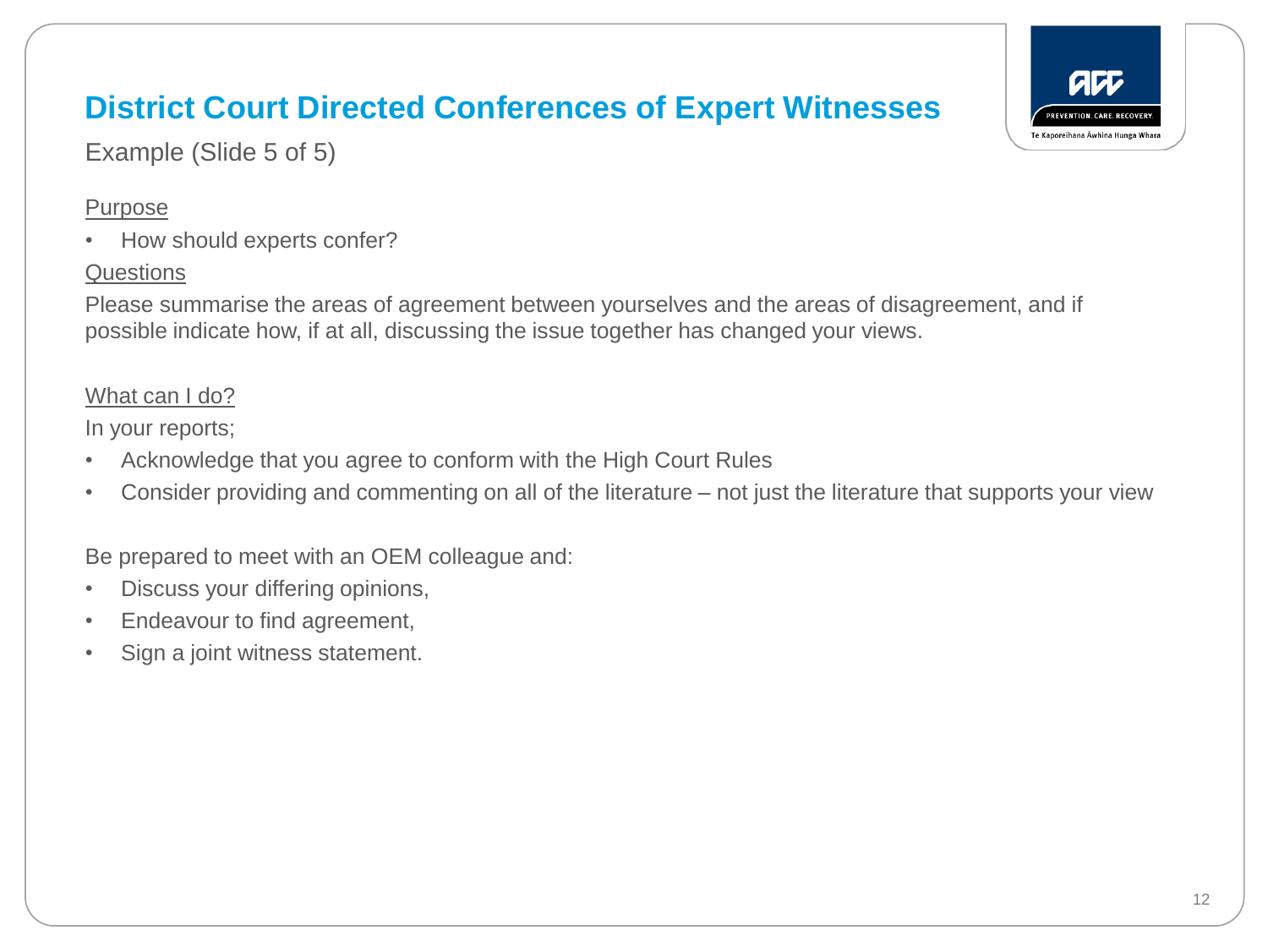# District Court Directed Conferences of Expert Witnesses

Example (Slide 5 of 5)

Purpose

- How should experts confer?

Questions

Please summarise the areas of agreement between yourselves and the areas of disagreement, and if possible indicate how, if at all, discussing the issue together has changed your views.

What can I do?

In your reports;

- Acknowledge that you agree to conform with the High Court Rules
- Consider providing and commenting on all of the literature – not just the literature that supports your view

Be prepared to meet with an OEM colleague and:

- Discuss your differing opinions,
- Endeavour to find agreement,
- Sign a joint witness statement.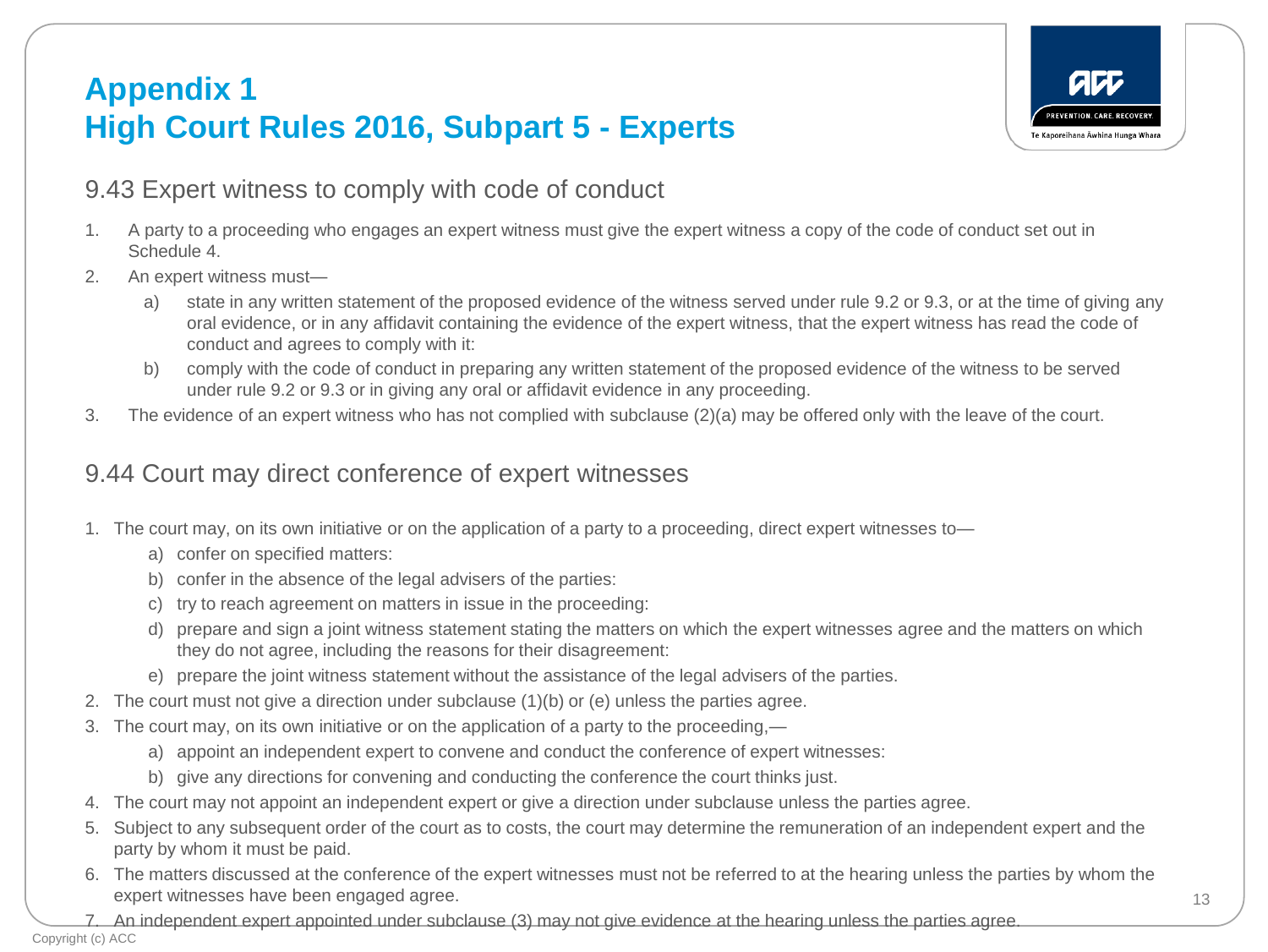# Appendix 1
# High Court Rules 2016, Subpart 5 - Experts

## 9.43 Expert witness to comply with code of conduct

1. A party to a proceeding who engages an expert witness must give the expert witness a copy of the code of conduct set out in Schedule 4.
2. An expert witness must—
   a) state in any written statement of the proposed evidence of the witness served under rule 9.2 or 9.3, or at the time of giving any oral evidence, or in any affidavit containing the evidence of the expert witness, that the expert witness has read the code of conduct and agrees to comply with it:
   b) comply with the code of conduct in preparing any written statement of the proposed evidence of the witness to be served under rule 9.2 or 9.3 or in giving any oral or affidavit evidence in any proceeding.
3. The evidence of an expert witness who has not complied with subclause (2)(a) may be offered only with the leave of the court.

## 9.44 Court may direct conference of expert witnesses

1. The court may, on its own initiative or on the application of a party to a proceeding, direct expert witnesses to—
   a) confer on specified matters:
   b) confer in the absence of the legal advisers of the parties:
   c) try to reach agreement on matters in issue in the proceeding:
   d) prepare and sign a joint witness statement stating the matters on which the expert witnesses agree and the matters on which they do not agree, including the reasons for their disagreement:
   e) prepare the joint witness statement without the assistance of the legal advisers of the parties.
2. The court must not give a direction under subclause (1)(b) or (e) unless the parties agree.
3. The court may, on its own initiative or on the application of a party to the proceeding,—
   a) appoint an independent expert to convene and conduct the conference of expert witnesses:
   b) give any directions for convening and conducting the conference the court thinks just.
4. The court may not appoint an independent expert or give a direction under subclause unless the parties agree.
5. Subject to any subsequent order of the court as to costs, the court may determine the remuneration of an independent expert and the party by whom it must be paid.
6. The matters discussed at the conference of the expert witnesses must not be referred to at the hearing unless the parties by whom the expert witnesses have been engaged agree.
7. An independent expert appointed under subclause (3) may not give evidence at the hearing unless the parties agree.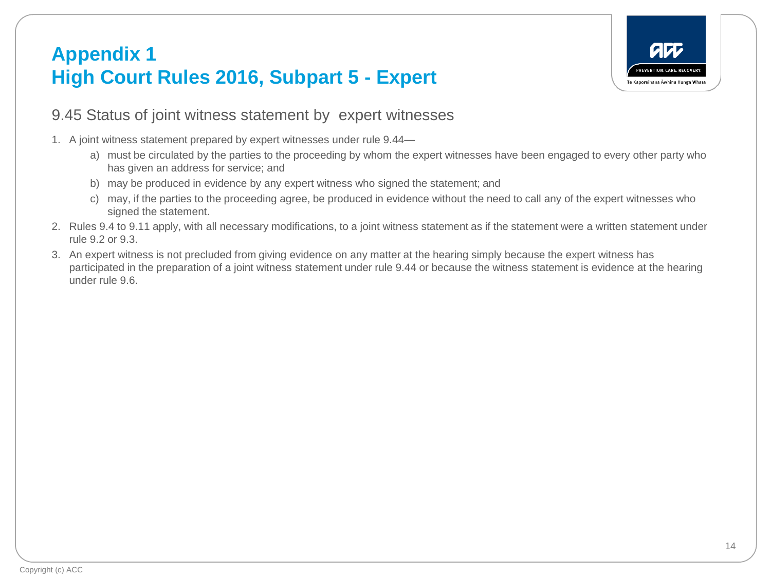# Appendix 1
# High Court Rules 2016, Subpart 5 - Expert

## 9.45 Status of joint witness statement by expert witnesses

1. A joint witness statement prepared by expert witnesses under rule 9.44—
   a) must be circulated by the parties to the proceeding by whom the expert witnesses have been engaged to every other party who has given an address for service; and
   b) may be produced in evidence by any expert witness who signed the statement; and
   c) may, if the parties to the proceeding agree, be produced in evidence without the need to call any of the expert witnesses who signed the statement.
2. Rules 9.4 to 9.11 apply, with all necessary modifications, to a joint witness statement as if the statement were a written statement under rule 9.2 or 9.3.
3. An expert witness is not precluded from giving evidence on any matter at the hearing simply because the expert witness has participated in the preparation of a joint witness statement under rule 9.44 or because the witness statement is evidence at the hearing under rule 9.6.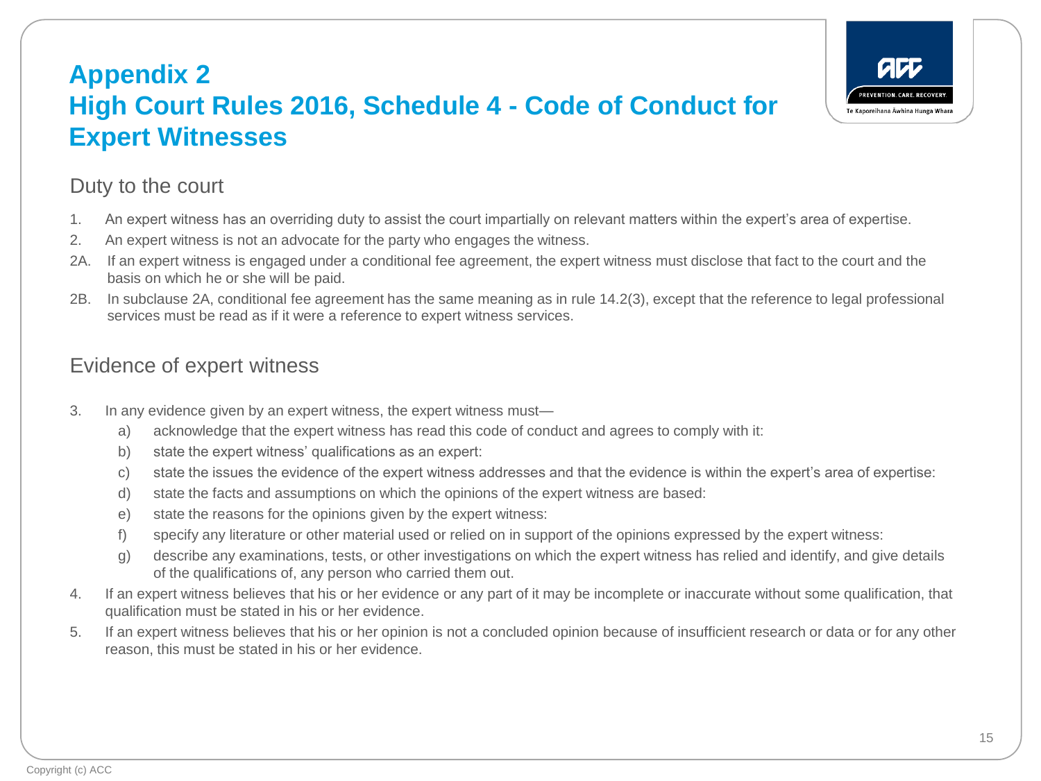# Appendix 2
# High Court Rules 2016, Schedule 4 - Code of Conduct for Expert Witnesses

## Duty to the court

1. An expert witness has an overriding duty to assist the court impartially on relevant matters within the expert's area of expertise.
2. An expert witness is not an advocate for the party who engages the witness.

2A. If an expert witness is engaged under a conditional fee agreement, the expert witness must disclose that fact to the court and the basis on which he or she will be paid.

2B. In subclause 2A, conditional fee agreement has the same meaning as in rule 14.2(3), except that the reference to legal professional services must be read as if it were a reference to expert witness services.

## Evidence of expert witness

3. In any evidence given by an expert witness, the expert witness must—
   a) acknowledge that the expert witness has read this code of conduct and agrees to comply with it:
   b) state the expert witness' qualifications as an expert:
   c) state the issues the evidence of the expert witness addresses and that the evidence is within the expert's area of expertise:
   d) state the facts and assumptions on which the opinions of the expert witness are based:
   e) state the reasons for the opinions given by the expert witness:
   f) specify any literature or other material used or relied on in support of the opinions expressed by the expert witness:
   g) describe any examinations, tests, or other investigations on which the expert witness has relied and identify, and give details of the qualifications of, any person who carried them out.
4. If an expert witness believes that his or her evidence or any part of it may be incomplete or inaccurate without some qualification, that qualification must be stated in his or her evidence.
5. If an expert witness believes that his or her opinion is not a concluded opinion because of insufficient research or data or for any other reason, this must be stated in his or her evidence.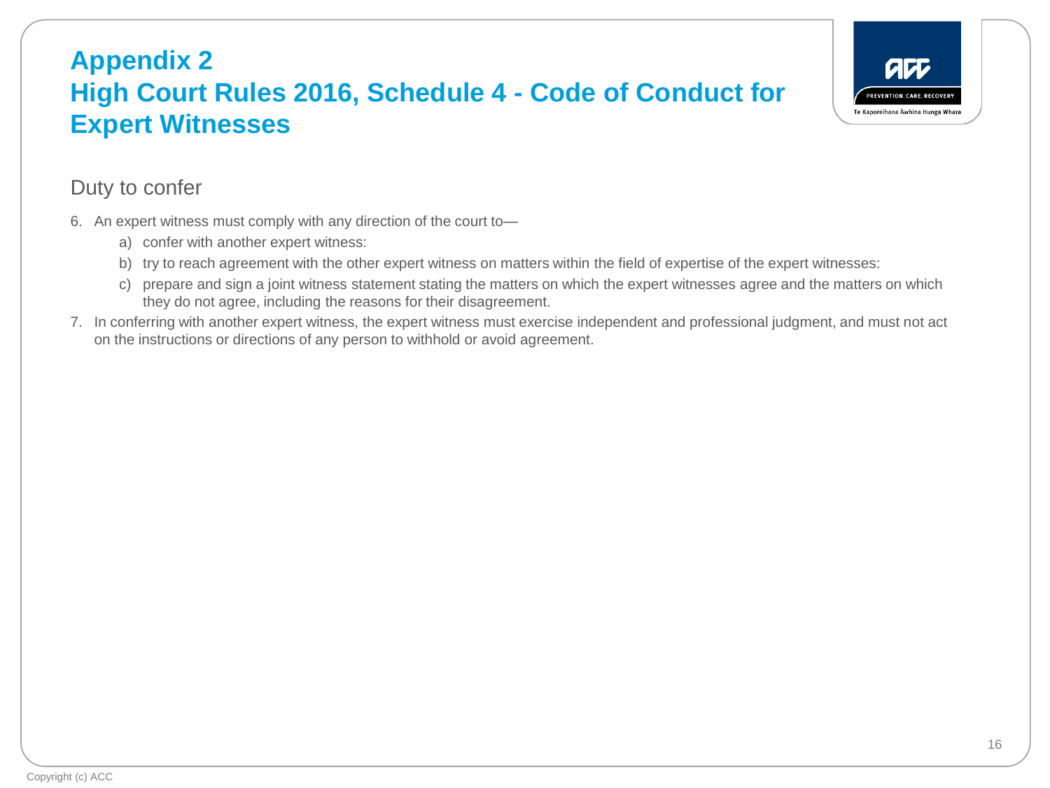# Appendix 2
# High Court Rules 2016, Schedule 4 - Code of Conduct for Expert Witnesses

## Duty to confer

6. An expert witness must comply with any direction of the court to—
    a) confer with another expert witness:
    b) try to reach agreement with the other expert witness on matters within the field of expertise of the expert witnesses:
    c) prepare and sign a joint witness statement stating the matters on which the expert witnesses agree and the matters on which they do not agree, including the reasons for their disagreement.
7. In conferring with another expert witness, the expert witness must exercise independent and professional judgment, and must not act on the instructions or directions of any person to withhold or avoid agreement.

Copyright (c) ACC